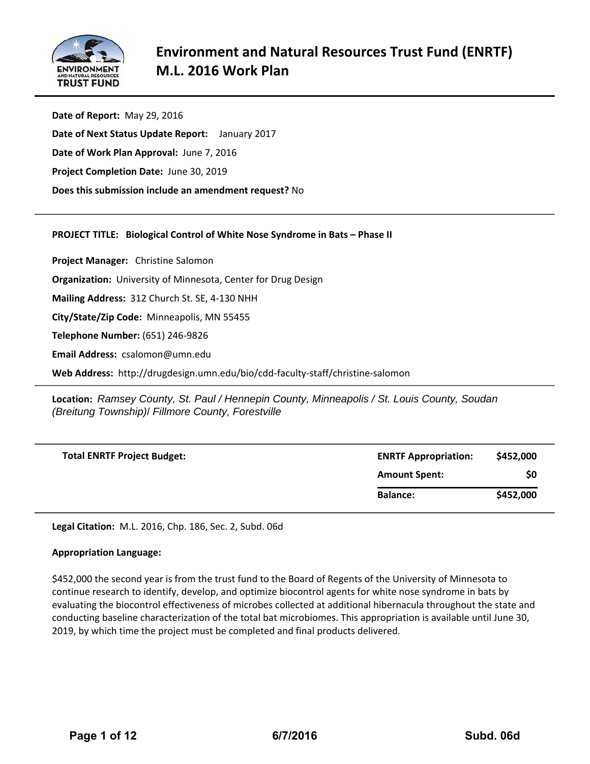# Environment and Natural Resources Trust Fund (ENRTF) M.L. 2016 Work Plan

**Date of Report:** May 29, 2016

**Date of Next Status Update Report:** January 2017

**Date of Work Plan Approval:** June 7, 2016

**Project Completion Date:** June 30, 2019

**Does this submission include an amendment request?** No

---

**PROJECT TITLE: Biological Control of White Nose Syndrome in Bats – Phase II**

**Project Manager:** Christine Salomon

**Organization:** University of Minnesota, Center for Drug Design

**Mailing Address:** 312 Church St. SE, 4-130 NHH

**City/State/Zip Code:** Minneapolis, MN 55455

**Telephone Number:** (651) 246-9826

**Email Address:** csalomon@umn.edu

**Web Address:** http://drugdesign.umn.edu/bio/cdd-faculty-staff/christine-salomon

---

**Location:** *Ramsey County, St. Paul / Hennepin County, Minneapolis / St. Louis County, Soudan (Breitung Township)/ Fillmore County, Forestville*

---

| **Total ENRTF Project Budget:** | **ENRTF Appropriation:** | **$452,000** |
|---|---|---|
| | **Amount Spent:** | **$0** |
| | **Balance:** | **$452,000** |

---

**Legal Citation:** M.L. 2016, Chp. 186, Sec. 2, Subd. 06d

**Appropriation Language:**

$452,000 the second year is from the trust fund to the Board of Regents of the University of Minnesota to continue research to identify, develop, and optimize biocontrol agents for white nose syndrome in bats by evaluating the biocontrol effectiveness of microbes collected at additional hibernacula throughout the state and conducting baseline characterization of the total bat microbiomes. This appropriation is available until June 30, 2019, by which time the project must be completed and final products delivered.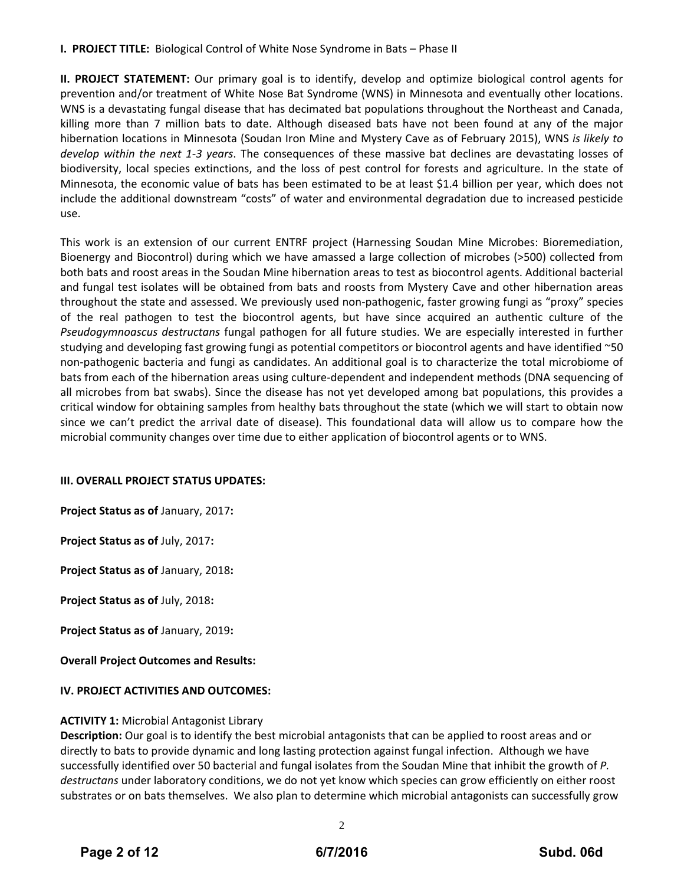**I. PROJECT TITLE:** Biological Control of White Nose Syndrome in Bats – Phase II

**II. PROJECT STATEMENT:** Our primary goal is to identify, develop and optimize biological control agents for prevention and/or treatment of White Nose Bat Syndrome (WNS) in Minnesota and eventually other locations. WNS is a devastating fungal disease that has decimated bat populations throughout the Northeast and Canada, killing more than 7 million bats to date. Although diseased bats have not been found at any of the major hibernation locations in Minnesota (Soudan Iron Mine and Mystery Cave as of February 2015), WNS *is likely to develop within the next 1-3 years*. The consequences of these massive bat declines are devastating losses of biodiversity, local species extinctions, and the loss of pest control for forests and agriculture. In the state of Minnesota, the economic value of bats has been estimated to be at least $1.4 billion per year, which does not include the additional downstream "costs" of water and environmental degradation due to increased pesticide use.

This work is an extension of our current ENTRF project (Harnessing Soudan Mine Microbes: Bioremediation, Bioenergy and Biocontrol) during which we have amassed a large collection of microbes (>500) collected from both bats and roost areas in the Soudan Mine hibernation areas to test as biocontrol agents. Additional bacterial and fungal test isolates will be obtained from bats and roosts from Mystery Cave and other hibernation areas throughout the state and assessed. We previously used non-pathogenic, faster growing fungi as "proxy" species of the real pathogen to test the biocontrol agents, but have since acquired an authentic culture of the *Pseudogymnoascus destructans* fungal pathogen for all future studies. We are especially interested in further studying and developing fast growing fungi as potential competitors or biocontrol agents and have identified ~50 non-pathogenic bacteria and fungi as candidates. An additional goal is to characterize the total microbiome of bats from each of the hibernation areas using culture-dependent and independent methods (DNA sequencing of all microbes from bat swabs). Since the disease has not yet developed among bat populations, this provides a critical window for obtaining samples from healthy bats throughout the state (which we will start to obtain now since we can't predict the arrival date of disease). This foundational data will allow us to compare how the microbial community changes over time due to either application of biocontrol agents or to WNS.

**III. OVERALL PROJECT STATUS UPDATES:**

**Project Status as of** January, 2017**:**

**Project Status as of** July, 2017**:**

**Project Status as of** January, 2018**:**

**Project Status as of** July, 2018**:**

**Project Status as of** January, 2019**:**

**Overall Project Outcomes and Results:**

**IV. PROJECT ACTIVITIES AND OUTCOMES:**

**ACTIVITY 1:** Microbial Antagonist Library

**Description:** Our goal is to identify the best microbial antagonists that can be applied to roost areas and or directly to bats to provide dynamic and long lasting protection against fungal infection. Although we have successfully identified over 50 bacterial and fungal isolates from the Soudan Mine that inhibit the growth of *P. destructans* under laboratory conditions, we do not yet know which species can grow efficiently on either roost substrates or on bats themselves. We also plan to determine which microbial antagonists can successfully grow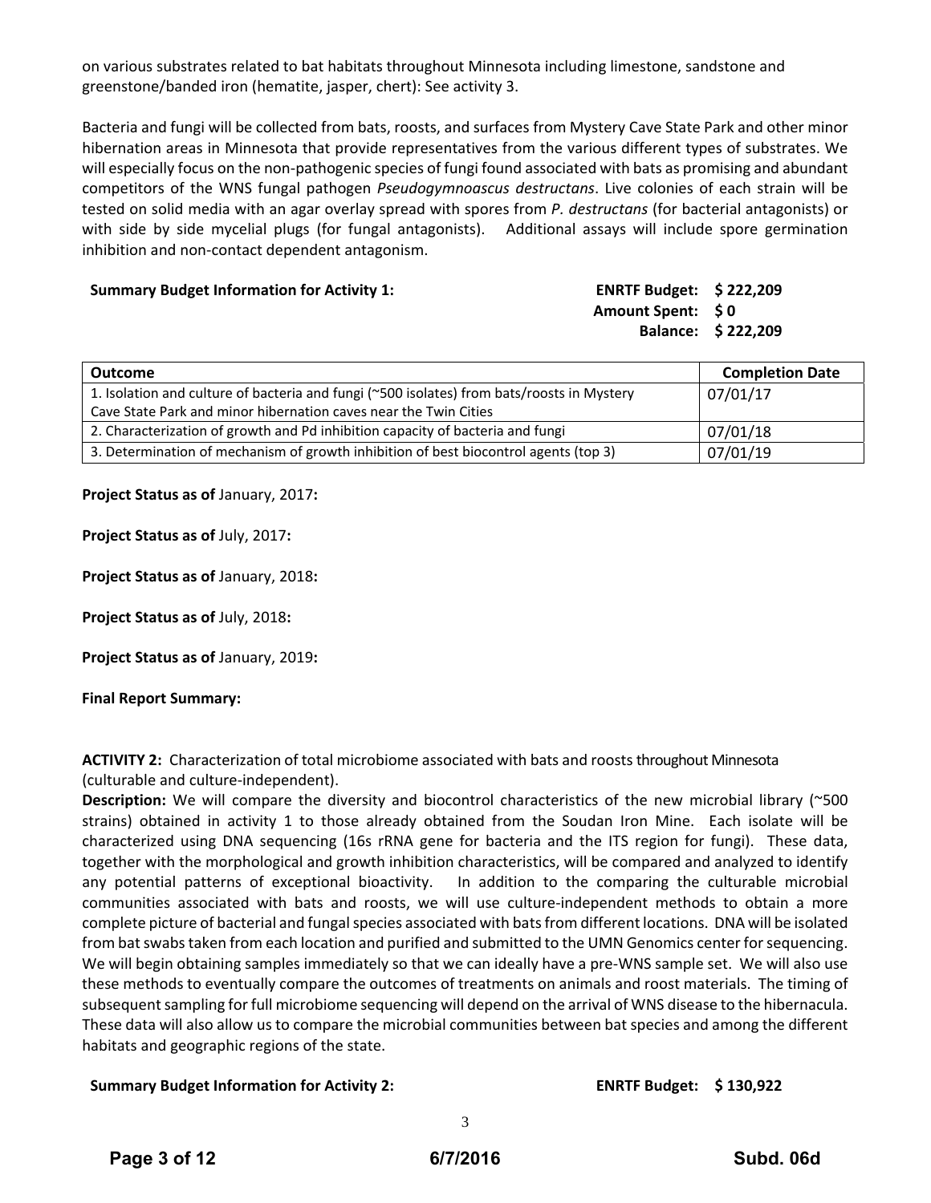on various substrates related to bat habitats throughout Minnesota including limestone, sandstone and greenstone/banded iron (hematite, jasper, chert): See activity 3.

Bacteria and fungi will be collected from bats, roosts, and surfaces from Mystery Cave State Park and other minor hibernation areas in Minnesota that provide representatives from the various different types of substrates. We will especially focus on the non-pathogenic species of fungi found associated with bats as promising and abundant competitors of the WNS fungal pathogen *Pseudogymnoascus destructans*. Live colonies of each strain will be tested on solid media with an agar overlay spread with spores from *P. destructans* (for bacterial antagonists) or with side by side mycelial plugs (for fungal antagonists). Additional assays will include spore germination inhibition and non-contact dependent antagonism.

**Summary Budget Information for Activity 1:**

**ENRTF Budget: $ 222,209**
**Amount Spent: $ 0**
**Balance: $ 222,209**

| Outcome | Completion Date |
| --- | --- |
| 1. Isolation and culture of bacteria and fungi (~500 isolates) from bats/roosts in Mystery Cave State Park and minor hibernation caves near the Twin Cities | 07/01/17 |
| 2. Characterization of growth and Pd inhibition capacity of bacteria and fungi | 07/01/18 |
| 3. Determination of mechanism of growth inhibition of best biocontrol agents (top 3) | 07/01/19 |

**Project Status as of** January, 2017**:**

**Project Status as of** July, 2017**:**

**Project Status as of** January, 2018**:**

**Project Status as of** July, 2018**:**

**Project Status as of** January, 2019**:**

**Final Report Summary:**

**ACTIVITY 2:** Characterization of total microbiome associated with bats and roosts throughout Minnesota (culturable and culture-independent).

**Description:** We will compare the diversity and biocontrol characteristics of the new microbial library (~500 strains) obtained in activity 1 to those already obtained from the Soudan Iron Mine. Each isolate will be characterized using DNA sequencing (16s rRNA gene for bacteria and the ITS region for fungi). These data, together with the morphological and growth inhibition characteristics, will be compared and analyzed to identify any potential patterns of exceptional bioactivity. In addition to the comparing the culturable microbial communities associated with bats and roosts, we will use culture-independent methods to obtain a more complete picture of bacterial and fungal species associated with bats from different locations. DNA will be isolated from bat swabs taken from each location and purified and submitted to the UMN Genomics center for sequencing. We will begin obtaining samples immediately so that we can ideally have a pre-WNS sample set. We will also use these methods to eventually compare the outcomes of treatments on animals and roost materials. The timing of subsequent sampling for full microbiome sequencing will depend on the arrival of WNS disease to the hibernacula. These data will also allow us to compare the microbial communities between bat species and among the different habitats and geographic regions of the state.

**Summary Budget Information for Activity 2:**

**ENRTF Budget: $ 130,922**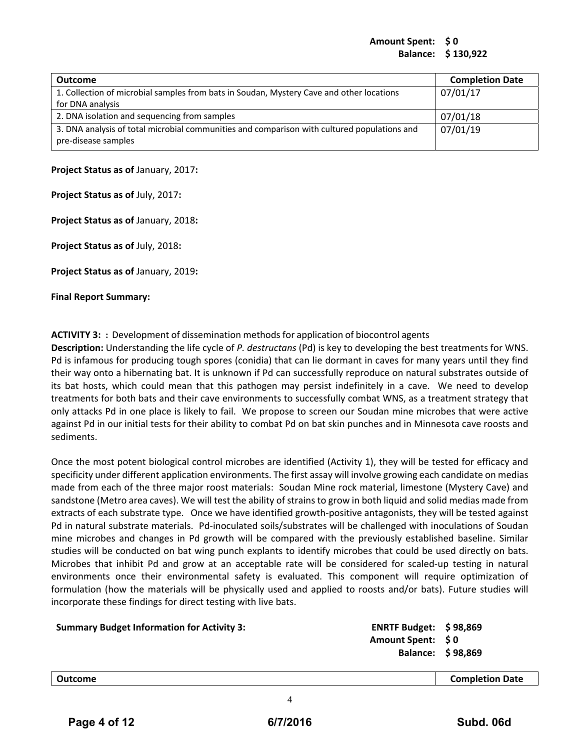**Amount Spent: $ 0**
**Balance: $ 130,922**

| Outcome | Completion Date |
|---|---|
| 1. Collection of microbial samples from bats in Soudan, Mystery Cave and other locations for DNA analysis | 07/01/17 |
| 2. DNA isolation and sequencing from samples | 07/01/18 |
| 3. DNA analysis of total microbial communities and comparison with cultured populations and pre-disease samples | 07/01/19 |

**Project Status as of** January, 2017**:**

**Project Status as of** July, 2017**:**

**Project Status as of** January, 2018**:**

**Project Status as of** July, 2018**:**

**Project Status as of** January, 2019**:**

**Final Report Summary:**

**ACTIVITY 3: :** Development of dissemination methods for application of biocontrol agents

**Description:** Understanding the life cycle of *P. destructans* (Pd) is key to developing the best treatments for WNS. Pd is infamous for producing tough spores (conidia) that can lie dormant in caves for many years until they find their way onto a hibernating bat. It is unknown if Pd can successfully reproduce on natural substrates outside of its bat hosts, which could mean that this pathogen may persist indefinitely in a cave. We need to develop treatments for both bats and their cave environments to successfully combat WNS, as a treatment strategy that only attacks Pd in one place is likely to fail. We propose to screen our Soudan mine microbes that were active against Pd in our initial tests for their ability to combat Pd on bat skin punches and in Minnesota cave roosts and sediments.

Once the most potent biological control microbes are identified (Activity 1), they will be tested for efficacy and specificity under different application environments. The first assay will involve growing each candidate on medias made from each of the three major roost materials: Soudan Mine rock material, limestone (Mystery Cave) and sandstone (Metro area caves). We will test the ability of strains to grow in both liquid and solid medias made from extracts of each substrate type. Once we have identified growth-positive antagonists, they will be tested against Pd in natural substrate materials. Pd-inoculated soils/substrates will be challenged with inoculations of Soudan mine microbes and changes in Pd growth will be compared with the previously established baseline. Similar studies will be conducted on bat wing punch explants to identify microbes that could be used directly on bats. Microbes that inhibit Pd and grow at an acceptable rate will be considered for scaled-up testing in natural environments once their environmental safety is evaluated. This component will require optimization of formulation (how the materials will be physically used and applied to roosts and/or bats). Future studies will incorporate these findings for direct testing with live bats.

**Summary Budget Information for Activity 3:**

**ENRTF Budget: $ 98,869**
**Amount Spent: $ 0**
**Balance: $ 98,869**

| Outcome | Completion Date |
|---|---|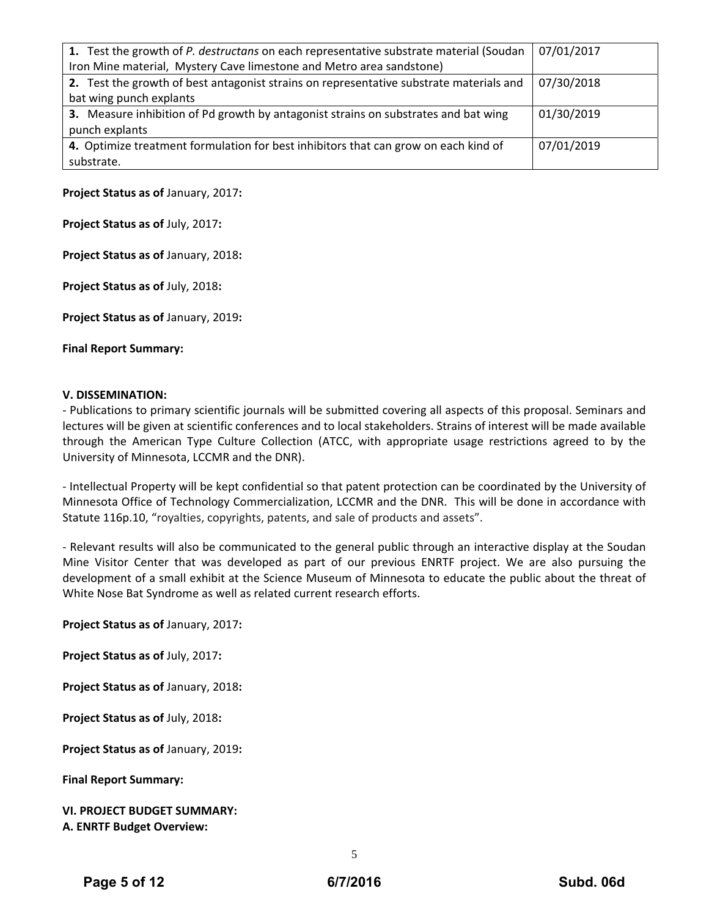| | |
|---|---|
| **1.** Test the growth of *P. destructans* on each representative substrate material (Soudan Iron Mine material, Mystery Cave limestone and Metro area sandstone) | 07/01/2017 |
| **2.** Test the growth of best antagonist strains on representative substrate materials and bat wing punch explants | 07/30/2018 |
| **3.** Measure inhibition of Pd growth by antagonist strains on substrates and bat wing punch explants | 01/30/2019 |
| **4.** Optimize treatment formulation for best inhibitors that can grow on each kind of substrate. | 07/01/2019 |

**Project Status as of** January, 2017**:**

**Project Status as of** July, 2017**:**

**Project Status as of** January, 2018**:**

**Project Status as of** July, 2018**:**

**Project Status as of** January, 2019**:**

**Final Report Summary:**

**V. DISSEMINATION:**

- Publications to primary scientific journals will be submitted covering all aspects of this proposal. Seminars and lectures will be given at scientific conferences and to local stakeholders. Strains of interest will be made available through the American Type Culture Collection (ATCC, with appropriate usage restrictions agreed to by the University of Minnesota, LCCMR and the DNR).

- Intellectual Property will be kept confidential so that patent protection can be coordinated by the University of Minnesota Office of Technology Commercialization, LCCMR and the DNR. This will be done in accordance with Statute 116p.10, "royalties, copyrights, patents, and sale of products and assets".

- Relevant results will also be communicated to the general public through an interactive display at the Soudan Mine Visitor Center that was developed as part of our previous ENRTF project. We are also pursuing the development of a small exhibit at the Science Museum of Minnesota to educate the public about the threat of White Nose Bat Syndrome as well as related current research efforts.

**Project Status as of** January, 2017**:**

**Project Status as of** July, 2017**:**

**Project Status as of** January, 2018**:**

**Project Status as of** July, 2018**:**

**Project Status as of** January, 2019**:**

**Final Report Summary:**

**VI. PROJECT BUDGET SUMMARY:**

**A. ENRTF Budget Overview:**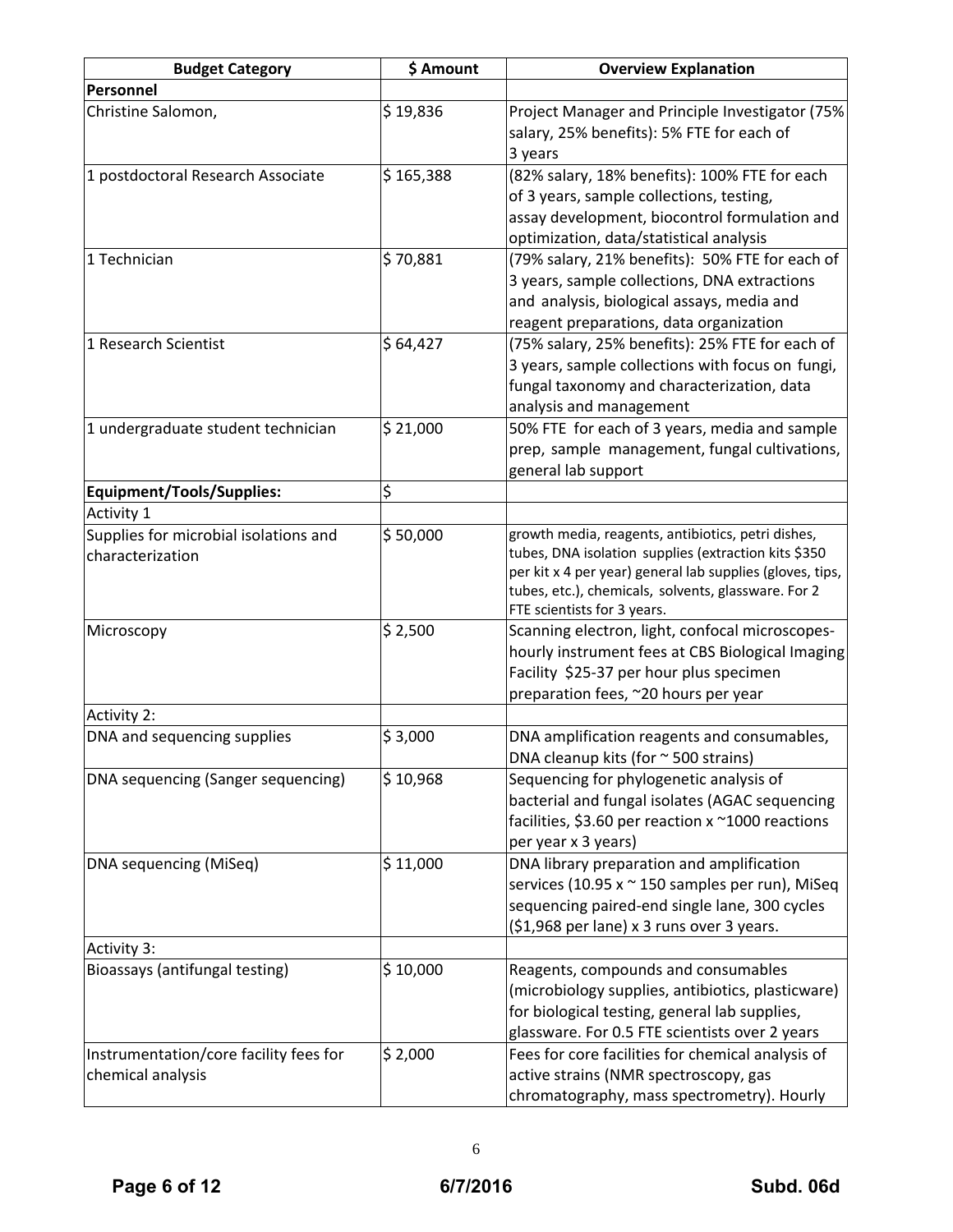| Budget Category | $ Amount | Overview Explanation |
|---|---|---|
| **Personnel** | | |
| Christine Salomon, | $ 19,836 | Project Manager and Principle Investigator (75% salary, 25% benefits): 5% FTE for each of 3 years |
| 1 postdoctoral Research Associate | $ 165,388 | (82% salary, 18% benefits): 100% FTE for each of 3 years, sample collections, testing, assay development, biocontrol formulation and optimization, data/statistical analysis |
| 1 Technician | $ 70,881 | (79% salary, 21% benefits): 50% FTE for each of 3 years, sample collections, DNA extractions and analysis, biological assays, media and reagent preparations, data organization |
| 1 Research Scientist | $ 64,427 | (75% salary, 25% benefits): 25% FTE for each of 3 years, sample collections with focus on fungi, fungal taxonomy and characterization, data analysis and management |
| 1 undergraduate student technician | $ 21,000 | 50% FTE for each of 3 years, media and sample prep, sample management, fungal cultivations, general lab support |
| **Equipment/Tools/Supplies:** | $ | |
| Activity 1 | | |
| Supplies for microbial isolations and characterization | $ 50,000 | growth media, reagents, antibiotics, petri dishes, tubes, DNA isolation supplies (extraction kits $350 per kit x 4 per year) general lab supplies (gloves, tips, tubes, etc.), chemicals, solvents, glassware. For 2 FTE scientists for 3 years. |
| Microscopy | $ 2,500 | Scanning electron, light, confocal microscopes-hourly instrument fees at CBS Biological Imaging Facility $25-37 per hour plus specimen preparation fees, ~20 hours per year |
| Activity 2: | | |
| DNA and sequencing supplies | $ 3,000 | DNA amplification reagents and consumables, DNA cleanup kits (for ~ 500 strains) |
| DNA sequencing (Sanger sequencing) | $ 10,968 | Sequencing for phylogenetic analysis of bacterial and fungal isolates (AGAC sequencing facilities, $3.60 per reaction x ~1000 reactions per year x 3 years) |
| DNA sequencing (MiSeq) | $ 11,000 | DNA library preparation and amplification services (10.95 x ~ 150 samples per run), MiSeq sequencing paired-end single lane, 300 cycles ($1,968 per lane) x 3 runs over 3 years. |
| Activity 3: | | |
| Bioassays (antifungal testing) | $ 10,000 | Reagents, compounds and consumables (microbiology supplies, antibiotics, plasticware) for biological testing, general lab supplies, glassware. For 0.5 FTE scientists over 2 years |
| Instrumentation/core facility fees for chemical analysis | $ 2,000 | Fees for core facilities for chemical analysis of active strains (NMR spectroscopy, gas chromatography, mass spectrometry). Hourly |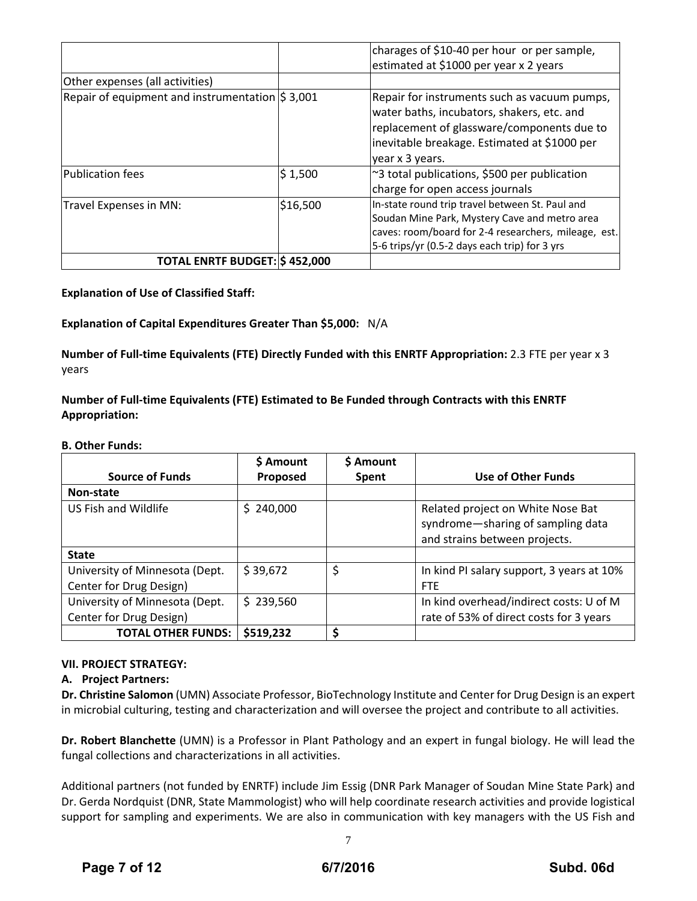| | | |
|---|---|---|
| | | charages of $10-40 per hour or per sample, estimated at $1000 per year x 2 years |
| Other expenses (all activities) | | |
| Repair of equipment and instrumentation | $ 3,001 | Repair for instruments such as vacuum pumps, water baths, incubators, shakers, etc. and replacement of glassware/components due to inevitable breakage. Estimated at $1000 per year x 3 years. |
| Publication fees | $ 1,500 | ~3 total publications, $500 per publication charge for open access journals |
| Travel Expenses in MN: | $16,500 | In-state round trip travel between St. Paul and Soudan Mine Park, Mystery Cave and metro area caves: room/board for 2-4 researchers, mileage, est. 5-6 trips/yr (0.5-2 days each trip) for 3 yrs |
| **TOTAL ENRTF BUDGET:** | **$ 452,000** | |

**Explanation of Use of Classified Staff:**

**Explanation of Capital Expenditures Greater Than $5,000:** N/A

**Number of Full-time Equivalents (FTE) Directly Funded with this ENRTF Appropriation:** 2.3 FTE per year x 3 years

**Number of Full-time Equivalents (FTE) Estimated to Be Funded through Contracts with this ENRTF Appropriation:**

**B. Other Funds:**

| Source of Funds | $ Amount Proposed | $ Amount Spent | Use of Other Funds |
|---|---|---|---|
| **Non-state** | | | |
| US Fish and Wildlife | $ 240,000 | | Related project on White Nose Bat syndrome—sharing of sampling data and strains between projects. |
| **State** | | | |
| University of Minnesota (Dept. Center for Drug Design) | $ 39,672 | $ | In kind PI salary support, 3 years at 10% FTE |
| University of Minnesota (Dept. Center for Drug Design) | $ 239,560 | | In kind overhead/indirect costs: U of M rate of 53% of direct costs for 3 years |
| **TOTAL OTHER FUNDS:** | **$519,232** | **$** | |

**VII. PROJECT STRATEGY:**

**A. Project Partners:**

**Dr. Christine Salomon** (UMN) Associate Professor, BioTechnology Institute and Center for Drug Design is an expert in microbial culturing, testing and characterization and will oversee the project and contribute to all activities.

**Dr. Robert Blanchette** (UMN) is a Professor in Plant Pathology and an expert in fungal biology. He will lead the fungal collections and characterizations in all activities.

Additional partners (not funded by ENRTF) include Jim Essig (DNR Park Manager of Soudan Mine State Park) and Dr. Gerda Nordquist (DNR, State Mammologist) who will help coordinate research activities and provide logistical support for sampling and experiments. We are also in communication with key managers with the US Fish and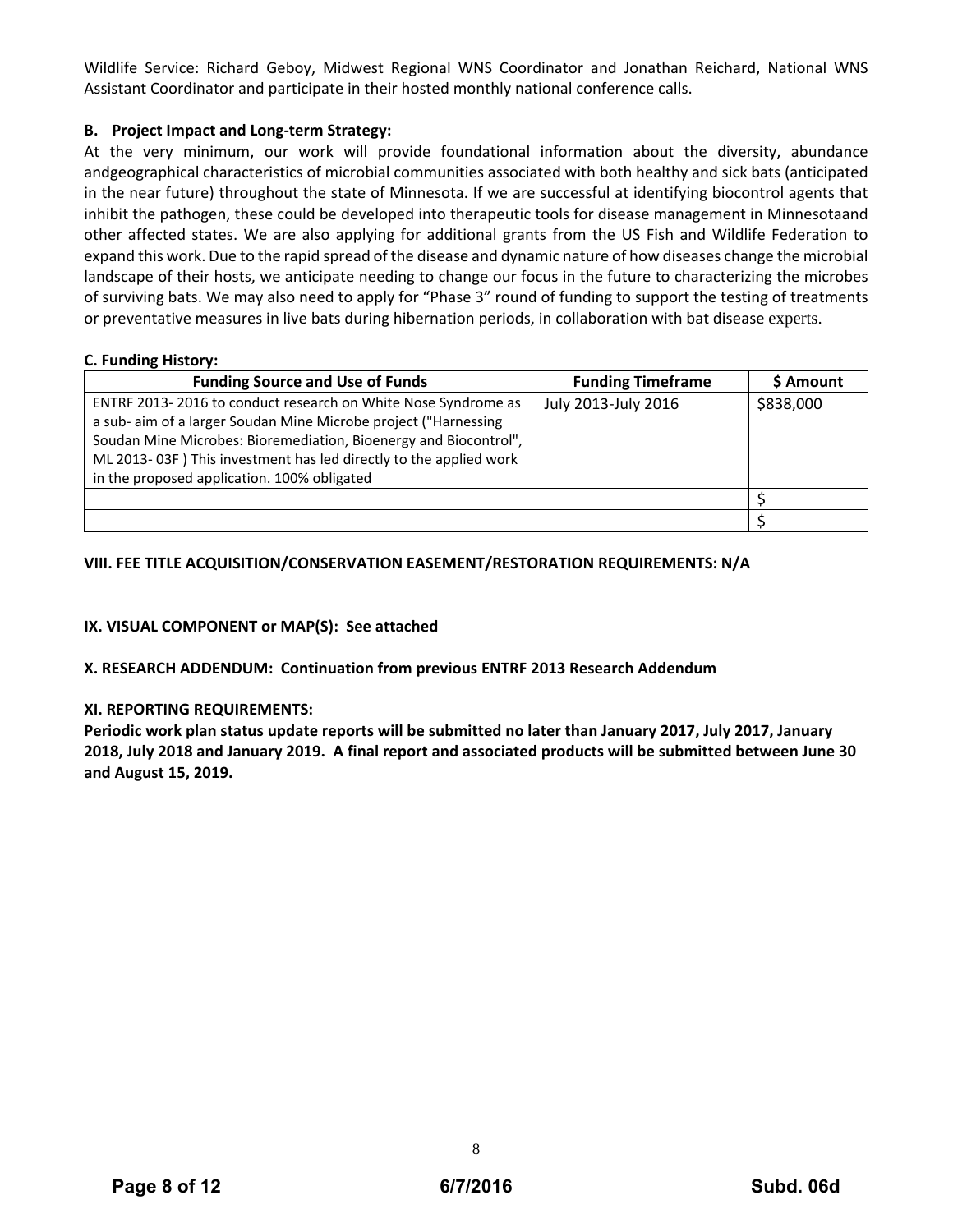Wildlife Service: Richard Geboy, Midwest Regional WNS Coordinator and Jonathan Reichard, National WNS Assistant Coordinator and participate in their hosted monthly national conference calls.

**B. Project Impact and Long-term Strategy:**

At the very minimum, our work will provide foundational information about the diversity, abundance andgeographical characteristics of microbial communities associated with both healthy and sick bats (anticipated in the near future) throughout the state of Minnesota. If we are successful at identifying biocontrol agents that inhibit the pathogen, these could be developed into therapeutic tools for disease management in Minnesotaand other affected states. We are also applying for additional grants from the US Fish and Wildlife Federation to expand this work. Due to the rapid spread of the disease and dynamic nature of how diseases change the microbial landscape of their hosts, we anticipate needing to change our focus in the future to characterizing the microbes of surviving bats. We may also need to apply for "Phase 3" round of funding to support the testing of treatments or preventative measures in live bats during hibernation periods, in collaboration with bat disease experts.

**C. Funding History:**

| Funding Source and Use of Funds | Funding Timeframe | $ Amount |
|---|---|---|
| ENTRF 2013- 2016 to conduct research on White Nose Syndrome as a sub- aim of a larger Soudan Mine Microbe project ("Harnessing Soudan Mine Microbes: Bioremediation, Bioenergy and Biocontrol", ML 2013- 03F ) This investment has led directly to the applied work in the proposed application. 100% obligated | July 2013-July 2016 | $838,000 |
| | | $ |
| | | $ |

**VIII. FEE TITLE ACQUISITION/CONSERVATION EASEMENT/RESTORATION REQUIREMENTS: N/A**

**IX. VISUAL COMPONENT or MAP(S): See attached**

**X. RESEARCH ADDENDUM: Continuation from previous ENTRF 2013 Research Addendum**

**XI. REPORTING REQUIREMENTS:**

**Periodic work plan status update reports will be submitted no later than January 2017, July 2017, January 2018, July 2018 and January 2019. A final report and associated products will be submitted between June 30 and August 15, 2019.**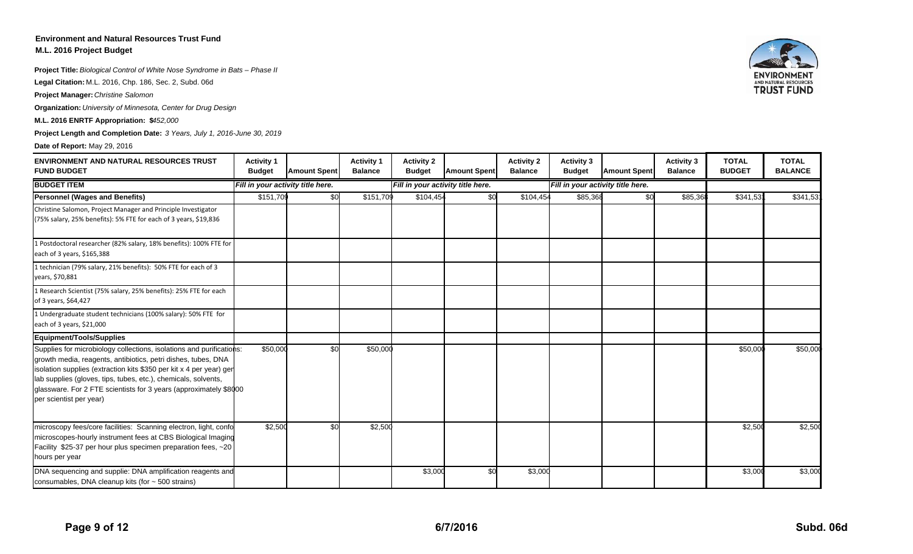**Environment and Natural Resources Trust Fund**
**M.L. 2016 Project Budget**

**Project Title:** *Biological Control of White Nose Syndrome in Bats – Phase II*

**Legal Citation:** M.L. 2016, Chp. 186, Sec. 2, Subd. 06d

**Project Manager:** *Christine Salomon*

**Organization:** *University of Minnesota, Center for Drug Design*

**M.L. 2016 ENRTF Appropriation: $***452,000*

**Project Length and Completion Date:** *3 Years, July 1, 2016-June 30, 2019*

**Date of Report:** May 29, 2016

| ENVIRONMENT AND NATURAL RESOURCES TRUST FUND BUDGET | Activity 1 Budget | Amount Spent | Activity 1 Balance | Activity 2 Budget | Amount Spent | Activity 2 Balance | Activity 3 Budget | Amount Spent | Activity 3 Balance | TOTAL BUDGET | TOTAL BALANCE |
|---|---|---|---|---|---|---|---|---|---|---|---|
| **BUDGET ITEM** | *Fill in your activity title here.* | | | *Fill in your activity title here.* | | | *Fill in your activity title here.* | | | | |
| **Personnel (Wages and Benefits)** | $151,709 | $0 | $151,709 | $104,454 | $0 | $104,454 | $85,368 | $0 | $85,368 | $341,531 | $341,531 |
| Christine Salomon, Project Manager and Principle Investigator (75% salary, 25% benefits): 5% FTE for each of 3 years, $19,836 | | | | | | | | | | | |
| 1 Postdoctoral researcher (82% salary, 18% benefits): 100% FTE for each of 3 years, $165,388 | | | | | | | | | | | |
| 1 technician (79% salary, 21% benefits): 50% FTE for each of 3 years, $70,881 | | | | | | | | | | | |
| 1 Research Scientist (75% salary, 25% benefits): 25% FTE for each of 3 years, $64,427 | | | | | | | | | | | |
| 1 Undergraduate student technicians (100% salary): 50% FTE for each of 3 years, $21,000 | | | | | | | | | | | |
| **Equipment/Tools/Supplies** | | | | | | | | | | | |
| Supplies for microbiology collections, isolations and purifications: growth media, reagents, antibiotics, petri dishes, tubes, DNA isolation supplies (extraction kits $350 per kit x 4 per year) gen lab supplies (gloves, tips, tubes, etc.), chemicals, solvents, glassware. For 2 FTE scientists for 3 years (approximately $8000 per scientist per year) | $50,000 | $0 | $50,000 | | | | | | | $50,000 | $50,000 |
| microscopy fees/core facilities: Scanning electron, light, confo microscopes-hourly instrument fees at CBS Biological Imaging Facility $25-37 per hour plus specimen preparation fees, ~20 hours per year | $2,500 | $0 | $2,500 | | | | | | | $2,500 | $2,500 |
| DNA sequencing and supplie: DNA amplification reagents and consumables, DNA cleanup kits (for ~ 500 strains) | | | | $3,000 | $0 | $3,000 | | | | $3,000 | $3,000 |

Subd. 06d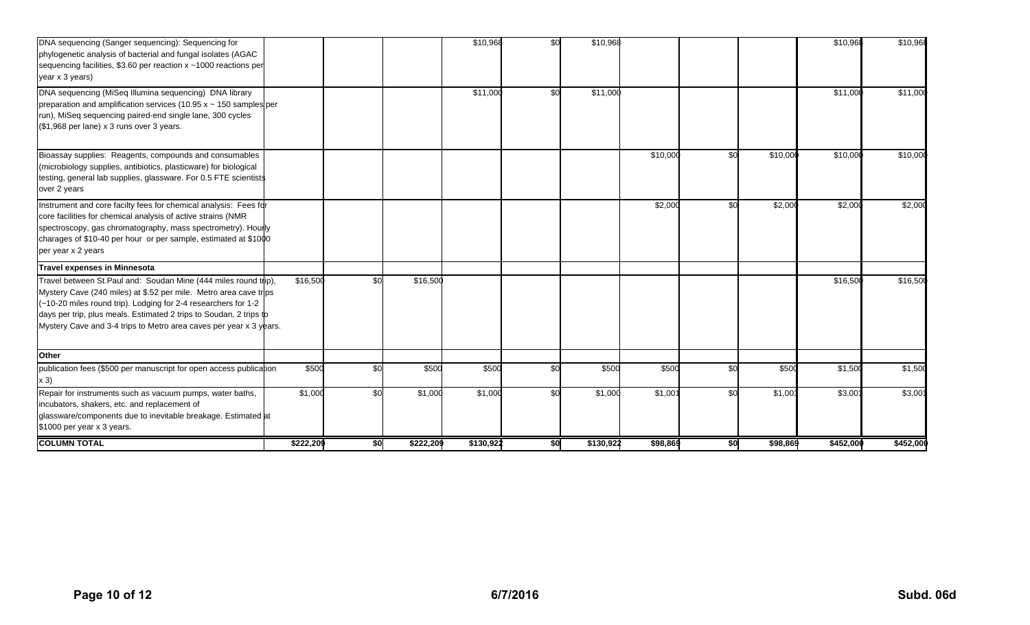| | | | | | | | | | | | |
|---|---|---|---|---|---|---|---|---|---|---|---|
| DNA sequencing (Sanger sequencing): Sequencing for phylogenetic analysis of bacterial and fungal isolates (AGAC sequencing facilities, $3.60 per reaction x ~1000 reactions per year x 3 years) | | | | $10,968 | $0 | $10,968 | | | | $10,968 | $10,968 |
| DNA sequencing (MiSeq Illumina sequencing) DNA library preparation and amplification services (10.95 x ~ 150 samples per run), MiSeq sequencing paired-end single lane, 300 cycles ($1,968 per lane) x 3 runs over 3 years. | | | | $11,000 | $0 | $11,000 | | | | $11,000 | $11,000 |
| Bioassay supplies: Reagents, compounds and consumables (microbiology supplies, antibiotics, plasticware) for biological testing, general lab supplies, glassware. For 0.5 FTE scientists over 2 years | | | | | | | $10,000 | $0 | $10,000 | $10,000 | $10,000 |
| Instrument and core facilty fees for chemical analysis: Fees for core facilities for chemical analysis of active strains (NMR spectroscopy, gas chromatography, mass spectrometry). Hourly charages of $10-40 per hour or per sample, estimated at $1000 per year x 2 years | | | | | | | $2,000 | $0 | $2,000 | $2,000 | $2,000 |
| **Travel expenses in Minnesota** | | | | | | | | | | | |
| Travel between St.Paul and: Soudan Mine (444 miles round trip), Mystery Cave (240 miles) at $.52 per mile. Metro area cave trips (~10-20 miles round trip). Lodging for 2-4 researchers for 1-2 days per trip, plus meals. Estimated 2 trips to Soudan, 2 trips to Mystery Cave and 3-4 trips to Metro area caves per year x 3 years. | $16,500 | $0 | $16,500 | | | | | | | $16,500 | $16,500 |
| **Other** | | | | | | | | | | | |
| publication fees ($500 per manuscript for open access publication x 3) | $500 | $0 | $500 | $500 | $0 | $500 | $500 | $0 | $500 | $1,500 | $1,500 |
| Repair for instruments such as vacuum pumps, water baths, incubators, shakers, etc. and replacement of glassware/components due to inevitable breakage. Estimated at $1000 per year x 3 years. | $1,000 | $0 | $1,000 | $1,000 | $0 | $1,000 | $1,001 | $0 | $1,001 | $3,001 | $3,001 |
| **COLUMN TOTAL** | **$222,209** | **$0** | **$222,209** | **$130,922** | **$0** | **$130,922** | **$98,869** | **$0** | **$98,869** | **$452,000** | **$452,000** |

Subd. 06d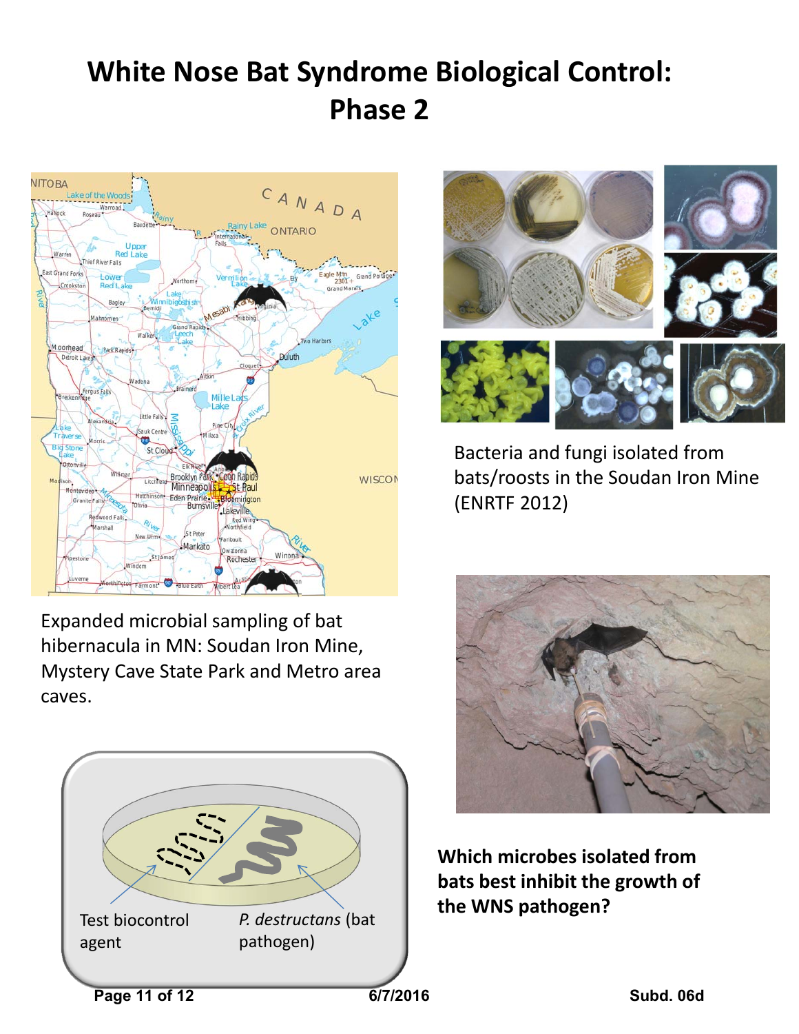# White Nose Bat Syndrome Biological Control: Phase 2

Expanded microbial sampling of bat hibernacula in MN: Soudan Iron Mine, Mystery Cave State Park and Metro area caves.

Bacteria and fungi isolated from bats/roosts in the Soudan Iron Mine (ENRTF 2012)

Test biocontrol agent

*P. destructans* (bat pathogen)

**Which microbes isolated from bats best inhibit the growth of the WNS pathogen?**